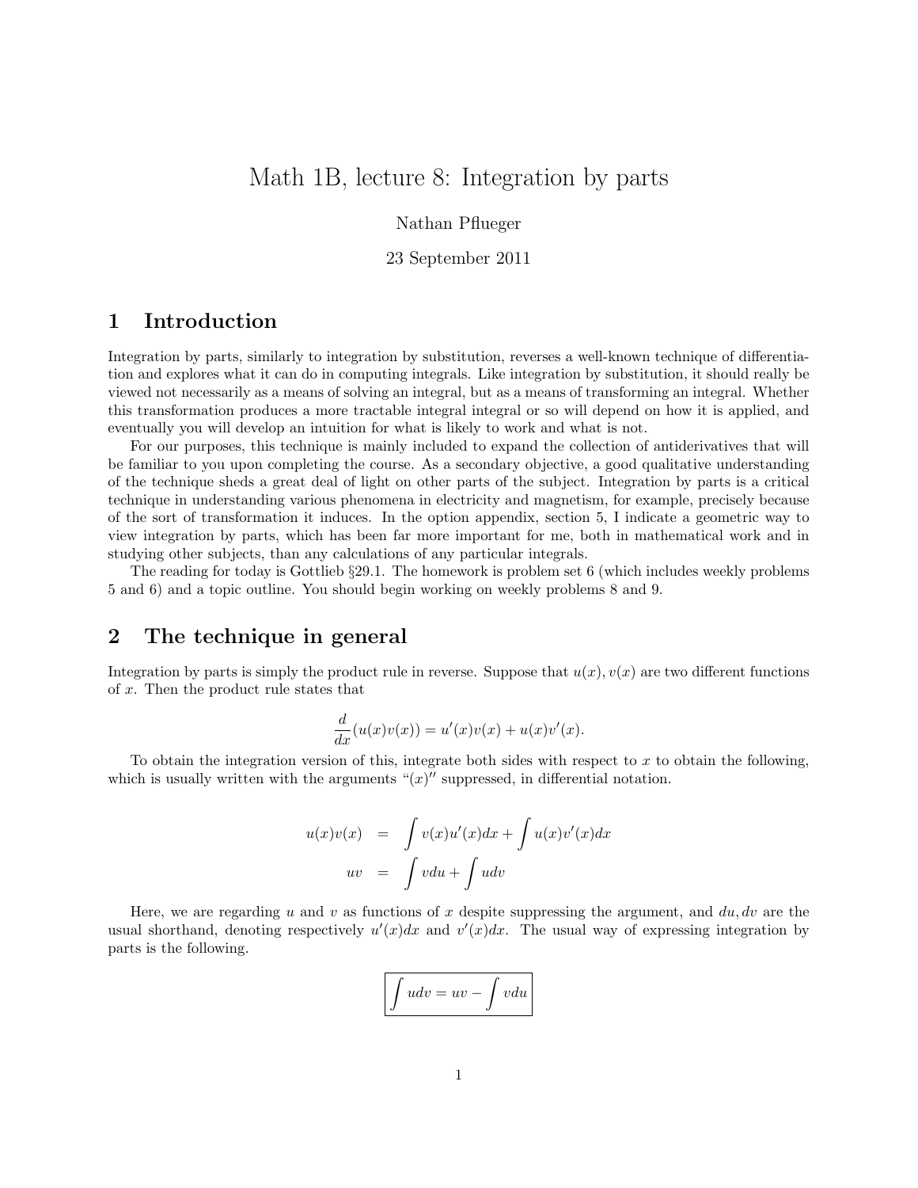# Math 1B, lecture 8: Integration by parts

Nathan Pflueger

23 September 2011

## 1 Introduction

Integration by parts, similarly to integration by substitution, reverses a well-known technique of differentiation and explores what it can do in computing integrals. Like integration by substitution, it should really be viewed not necessarily as a means of solving an integral, but as a means of transforming an integral. Whether this transformation produces a more tractable integral integral or so will depend on how it is applied, and eventually you will develop an intuition for what is likely to work and what is not.

For our purposes, this technique is mainly included to expand the collection of antiderivatives that will be familiar to you upon completing the course. As a secondary objective, a good qualitative understanding of the technique sheds a great deal of light on other parts of the subject. Integration by parts is a critical technique in understanding various phenomena in electricity and magnetism, for example, precisely because of the sort of transformation it induces. In the option appendix, section 5, I indicate a geometric way to view integration by parts, which has been far more important for me, both in mathematical work and in studying other subjects, than any calculations of any particular integrals.

The reading for today is Gottlieb §29.1. The homework is problem set 6 (which includes weekly problems 5 and 6) and a topic outline. You should begin working on weekly problems 8 and 9.

## 2 The technique in general

Integration by parts is simply the product rule in reverse. Suppose that $u(x), v(x)$ are two different functions of $x$. Then the product rule states that

$$\frac{d}{dx}(u(x)v(x)) = u'(x)v(x) + u(x)v'(x).$$

To obtain the integration version of this, integrate both sides with respect to $x$ to obtain the following, which is usually written with the arguments "$(x)$" suppressed, in differential notation.

$$\begin{aligned} u(x)v(x) &= \int v(x)u'(x)dx + \int u(x)v'(x)dx \\ uv &= \int v du + \int u dv \end{aligned}$$

Here, we are regarding $u$ and $v$ as functions of $x$ despite suppressing the argument, and $du, dv$ are the usual shorthand, denoting respectively $u'(x)dx$ and $v'(x)dx$. The usual way of expressing integration by parts is the following.

$$\boxed{\int u dv = uv - \int v du}$$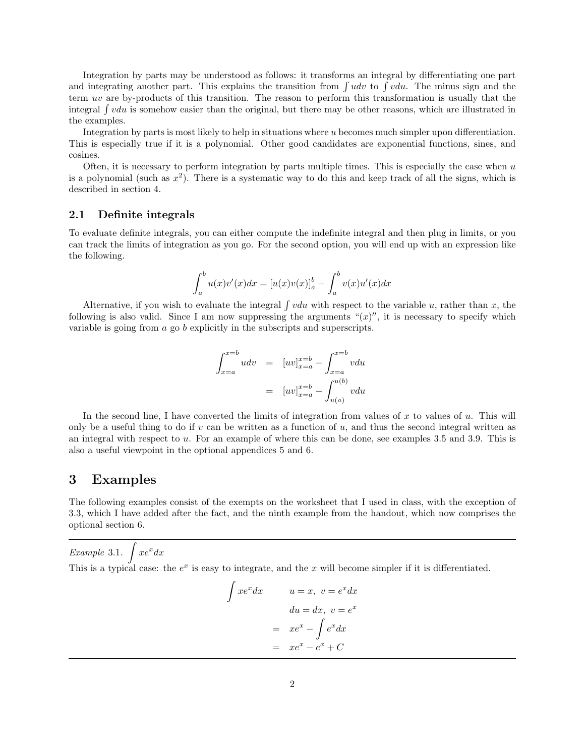Integration by parts may be understood as follows: it transforms an integral by differentiating one part and integrating another part. This explains the transition from $\int udv$ to $\int vdu$. The minus sign and the term $uv$ are by-products of this transition. The reason to perform this transformation is usually that the integral $\int vdu$ is somehow easier than the original, but there may be other reasons, which are illustrated in the examples.

Integration by parts is most likely to help in situations where $u$ becomes much simpler upon differentiation. This is especially true if it is a polynomial. Other good candidates are exponential functions, sines, and cosines.

Often, it is necessary to perform integration by parts multiple times. This is especially the case when $u$ is a polynomial (such as $x^2$). There is a systematic way to do this and keep track of all the signs, which is described in section 4.

### 2.1 Definite integrals

To evaluate definite integrals, you can either compute the indefinite integral and then plug in limits, or you can track the limits of integration as you go. For the second option, you will end up with an expression like the following.

$$\int_a^b u(x)v'(x)dx = [u(x)v(x)]_a^b - \int_a^b v(x)u'(x)dx$$

Alternative, if you wish to evaluate the integral $\int vdu$ with respect to the variable $u$, rather than $x$, the following is also valid. Since I am now suppressing the arguments "$(x)$", it is necessary to specify which variable is going from $a$ go $b$ explicitly in the subscripts and superscripts.

$$\begin{aligned}\int_{x=a}^{x=b} udv &= [uv]_{x=a}^{x=b} - \int_{x=a}^{x=b} vdu \\ &= [uv]_{x=a}^{x=b} - \int_{u(a)}^{u(b)} vdu\end{aligned}$$

In the second line, I have converted the limits of integration from values of $x$ to values of $u$. This will only be a useful thing to do if $v$ can be written as a function of $u$, and thus the second integral written as an integral with respect to $u$. For an example of where this can be done, see examples 3.5 and 3.9. This is also a useful viewpoint in the optional appendices 5 and 6.

## 3 Examples

The following examples consist of the exempts on the worksheet that I used in class, with the exception of 3.3, which I have added after the fact, and the ninth example from the handout, which now comprises the optional section 6.

---

*Example* 3.1. $\int xe^x dx$

This is a typical case: the $e^x$ is easy to integrate, and the $x$ will become simpler if it is differentiated.

$$\begin{aligned}\int xe^x dx \qquad & u = x,\ v = e^x dx \\ & du = dx,\ v = e^x \\ &= xe^x - \int e^x dx \\ &= xe^x - e^x + C\end{aligned}$$

---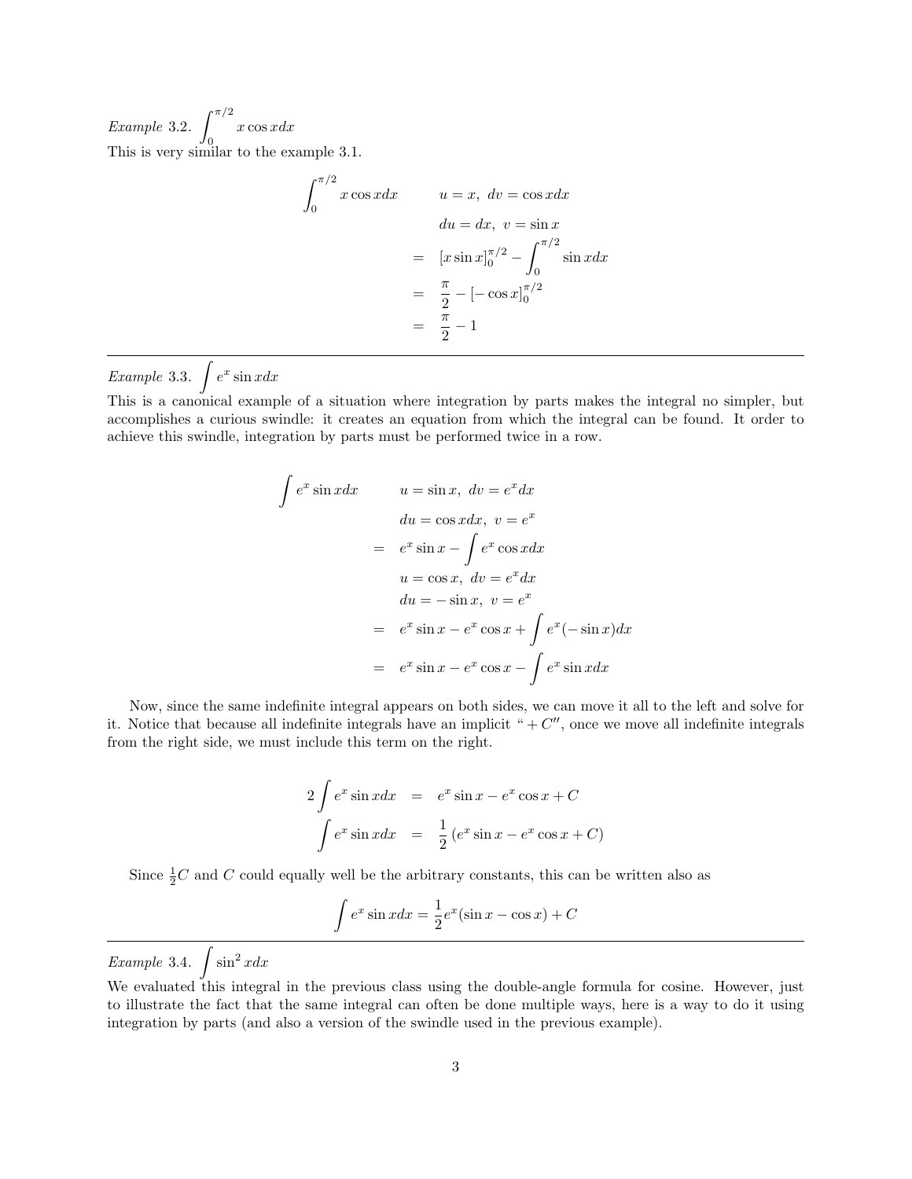*Example* 3.2. $\int_0^{\pi/2} x \cos x dx$

This is very similar to the example 3.1.

$$
\begin{aligned}
\int_0^{\pi/2} x \cos x dx & \qquad u = x,\ dv = \cos x dx \\
& \qquad du = dx,\ v = \sin x \\
&= [x \sin x]_0^{\pi/2} - \int_0^{\pi/2} \sin x dx \\
&= \frac{\pi}{2} - [-\cos x]_0^{\pi/2} \\
&= \frac{\pi}{2} - 1
\end{aligned}
$$

---

*Example* 3.3. $\int e^x \sin x dx$

This is a canonical example of a situation where integration by parts makes the integral no simpler, but accomplishes a curious swindle: it creates an equation from which the integral can be found. It order to achieve this swindle, integration by parts must be performed twice in a row.

$$
\begin{aligned}
\int e^x \sin x dx & \qquad u = \sin x,\ dv = e^x dx \\
& \qquad du = \cos x dx,\ v = e^x \\
&= e^x \sin x - \int e^x \cos x dx \\
& \qquad u = \cos x,\ dv = e^x dx \\
& \qquad du = -\sin x,\ v = e^x \\
&= e^x \sin x - e^x \cos x + \int e^x(-\sin x) dx \\
&= e^x \sin x - e^x \cos x - \int e^x \sin x dx
\end{aligned}
$$

Now, since the same indefinite integral appears on both sides, we can move it all to the left and solve for it. Notice that because all indefinite integrals have an implicit "$+C$", once we move all indefinite integrals from the right side, we must include this term on the right.

$$
\begin{aligned}
2 \int e^x \sin x dx &= e^x \sin x - e^x \cos x + C \\
\int e^x \sin x dx &= \frac{1}{2} \left( e^x \sin x - e^x \cos x + C \right)
\end{aligned}
$$

Since $\frac{1}{2}C$ and $C$ could equally well be the arbitrary constants, this can be written also as

$$
\int e^x \sin x dx = \frac{1}{2} e^x (\sin x - \cos x) + C
$$

---

*Example* 3.4. $\int \sin^2 x dx$

We evaluated this integral in the previous class using the double-angle formula for cosine. However, just to illustrate the fact that the same integral can often be done multiple ways, here is a way to do it using integration by parts (and also a version of the swindle used in the previous example).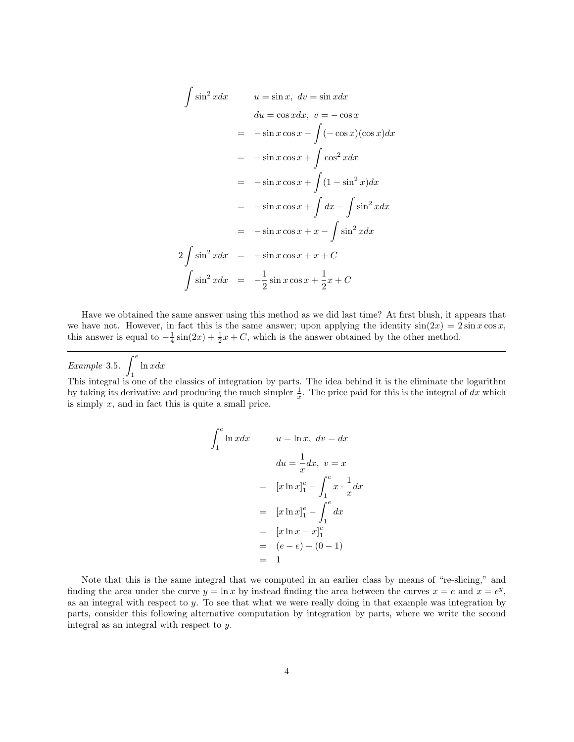$$
\begin{aligned}
\int \sin^2 x dx & \qquad u = \sin x,\ dv = \sin x dx \\
& \qquad du = \cos x dx,\ v = -\cos x \\
&= -\sin x \cos x - \int (-\cos x)(\cos x) dx \\
&= -\sin x \cos x + \int \cos^2 x dx \\
&= -\sin x \cos x + \int (1 - \sin^2 x) dx \\
&= -\sin x \cos x + \int dx - \int \sin^2 x dx \\
&= -\sin x \cos x + x - \int \sin^2 x dx \\
2\int \sin^2 x dx &= -\sin x \cos x + x + C \\
\int \sin^2 x dx &= -\frac{1}{2}\sin x \cos x + \frac{1}{2}x + C
\end{aligned}
$$

Have we obtained the same answer using this method as we did last time? At first blush, it appears that we have not. However, in fact this is the same answer; upon applying the identity $\sin(2x) = 2\sin x \cos x$, this answer is equal to $-\frac{1}{4}\sin(2x) + \frac{1}{2}x + C$, which is the answer obtained by the other method.

---

*Example* 3.5. $\displaystyle\int_1^e \ln x dx$

This integral is one of the classics of integration by parts. The idea behind it is the eliminate the logarithm by taking its derivative and producing the much simpler $\frac{1}{x}$. The price paid for this is the integral of $dx$ which is simply $x$, and in fact this is quite a small price.

$$
\begin{aligned}
\int_1^e \ln x dx & \qquad u = \ln x,\ dv = dx \\
& \qquad du = \frac{1}{x}dx,\ v = x \\
&= [x \ln x]_1^e - \int_1^e x \cdot \frac{1}{x} dx \\
&= [x \ln x]_1^e - \int_1^e dx \\
&= [x \ln x - x]_1^e \\
&= (e - e) - (0 - 1) \\
&= 1
\end{aligned}
$$

Note that this is the same integral that we computed in an earlier class by means of "re-slicing," and finding the area under the curve $y = \ln x$ by instead finding the area between the curves $x = e$ and $x = e^y$, as an integral with respect to $y$. To see that what we were really doing in that example was integration by parts, consider this following alternative computation by integration by parts, where we write the second integral as an integral with respect to $y$.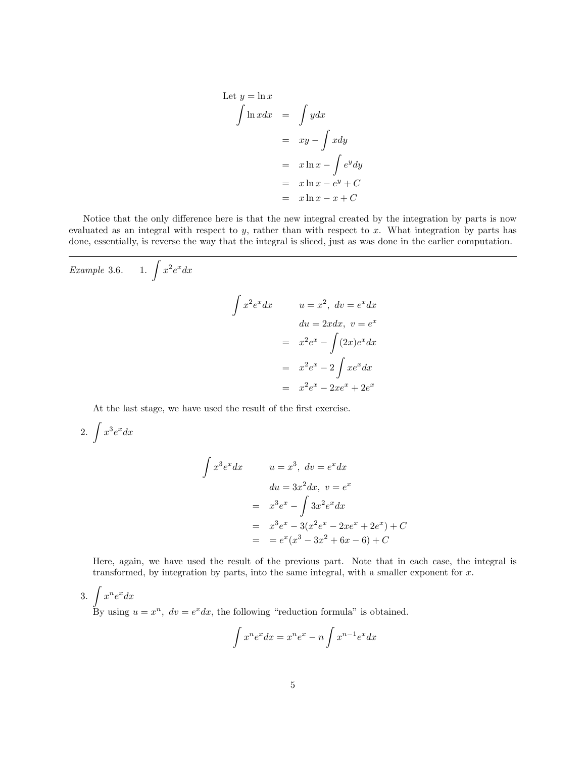Let $y = \ln x$

$$
\begin{aligned}
\int \ln x dx &= \int y dx \\
&= xy - \int x dy \\
&= x \ln x - \int e^y dy \\
&= x \ln x - e^y + C \\
&= x \ln x - x + C
\end{aligned}
$$

Notice that the only difference here is that the new integral created by the integration by parts is now evaluated as an integral with respect to $y$, rather than with respect to $x$. What integration by parts has done, essentially, is reverse the way that the integral is sliced, just as was done in the earlier computation.

---

*Example* 3.6.

1. $\int x^2 e^x dx$

$$
\begin{aligned}
\int x^2 e^x dx & \qquad u = x^2, \ dv = e^x dx \\
& \qquad du = 2x dx, \ v = e^x \\
&= x^2 e^x - \int (2x) e^x dx \\
&= x^2 e^x - 2 \int x e^x dx \\
&= x^2 e^x - 2x e^x + 2e^x
\end{aligned}
$$

At the last stage, we have used the result of the first exercise.

2. $\int x^3 e^x dx$

$$
\begin{aligned}
\int x^3 e^x dx & \qquad u = x^3, \ dv = e^x dx \\
& \qquad du = 3x^2 dx, \ v = e^x \\
&= x^3 e^x - \int 3x^2 e^x dx \\
&= x^3 e^x - 3(x^2 e^x - 2x e^x + 2e^x) + C \\
&= = e^x (x^3 - 3x^2 + 6x - 6) + C
\end{aligned}
$$

Here, again, we have used the result of the previous part. Note that in each case, the integral is transformed, by integration by parts, into the same integral, with a smaller exponent for $x$.

3. $\int x^n e^x dx$

By using $u = x^n, \ dv = e^x dx$, the following "reduction formula" is obtained.

$$
\int x^n e^x dx = x^n e^x - n \int x^{n-1} e^x dx
$$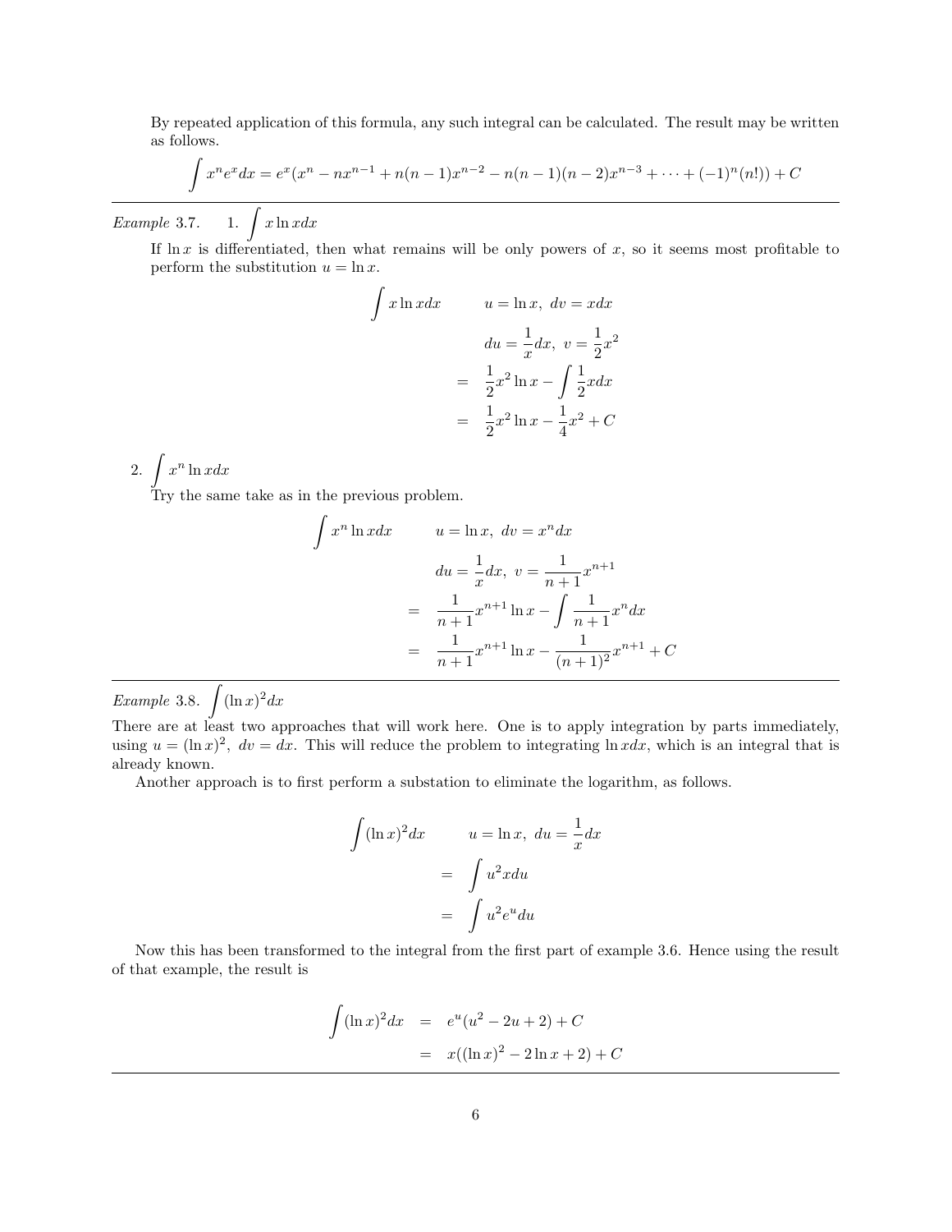By repeated application of this formula, any such integral can be calculated. The result may be written as follows.

$$\int x^n e^x dx = e^x(x^n - nx^{n-1} + n(n-1)x^{n-2} - n(n-1)(n-2)x^{n-3} + \cdots + (-1)^n(n!)) + C$$

---

*Example* 3.7. 1. $\int x \ln x dx$

If $\ln x$ is differentiated, then what remains will be only powers of $x$, so it seems most profitable to perform the substitution $u = \ln x$.

$$\begin{aligned}
\int x \ln x dx & \qquad u = \ln x,\ dv = xdx \\
& \qquad du = \frac{1}{x}dx,\ v = \frac{1}{2}x^2 \\
&= \frac{1}{2}x^2 \ln x - \int \frac{1}{2}xdx \\
&= \frac{1}{2}x^2 \ln x - \frac{1}{4}x^2 + C
\end{aligned}$$

2. $\int x^n \ln x dx$

Try the same take as in the previous problem.

$$\begin{aligned}
\int x^n \ln x dx & \qquad u = \ln x,\ dv = x^n dx \\
& \qquad du = \frac{1}{x}dx,\ v = \frac{1}{n+1}x^{n+1} \\
&= \frac{1}{n+1}x^{n+1} \ln x - \int \frac{1}{n+1}x^n dx \\
&= \frac{1}{n+1}x^{n+1} \ln x - \frac{1}{(n+1)^2}x^{n+1} + C
\end{aligned}$$

---

*Example* 3.8. $\int (\ln x)^2 dx$

There are at least two approaches that will work here. One is to apply integration by parts immediately, using $u = (\ln x)^2,\ dv = dx$. This will reduce the problem to integrating $\ln x dx$, which is an integral that is already known.

Another approach is to first perform a substation to eliminate the logarithm, as follows.

$$\begin{aligned}
\int (\ln x)^2 dx & \qquad u = \ln x,\ du = \frac{1}{x}dx \\
&= \int u^2 x du \\
&= \int u^2 e^u du
\end{aligned}$$

Now this has been transformed to the integral from the first part of example 3.6. Hence using the result of that example, the result is

$$\begin{aligned}
\int (\ln x)^2 dx &= e^u(u^2 - 2u + 2) + C \\
&= x((\ln x)^2 - 2\ln x + 2) + C
\end{aligned}$$

---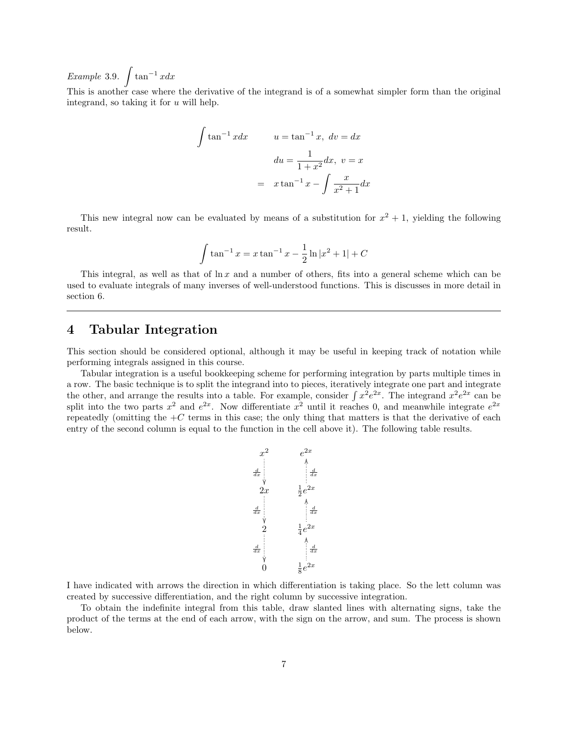*Example* 3.9. $\int \tan^{-1} x dx$

This is another case where the derivative of the integrand is of a somewhat simpler form than the original integrand, so taking it for $u$ will help.

$$\begin{aligned}
\int \tan^{-1} x dx & \qquad u = \tan^{-1} x,\ dv = dx \\
& \qquad du = \frac{1}{1+x^2} dx,\ v = x \\
= & \quad x \tan^{-1} x - \int \frac{x}{x^2+1} dx
\end{aligned}$$

This new integral now can be evaluated by means of a substitution for $x^2 + 1$, yielding the following result.

$$\int \tan^{-1} x = x \tan^{-1} x - \frac{1}{2} \ln |x^2 + 1| + C$$

This integral, as well as that of $\ln x$ and a number of others, fits into a general scheme which can be used to evaluate integrals of many inverses of well-understood functions. This is discusses in more detail in section 6.

---

# 4 Tabular Integration

This section should be considered optional, although it may be useful in keeping track of notation while performing integrals assigned in this course.

Tabular integration is a useful bookkeeping scheme for performing integration by parts multiple times in a row. The basic technique is to split the integrand into to pieces, iteratively integrate one part and integrate the other, and arrange the results into a table. For example, consider $\int x^2 e^{2x}$. The integrand $x^2 e^{2x}$ can be split into the two parts $x^2$ and $e^{2x}$. Now differentiate $x^2$ until it reaches 0, and meanwhile integrate $e^{2x}$ repeatedly (omitting the $+C$ terms in this case; the only thing that matters is that the derivative of each entry of the second column is equal to the function in the cell above it). The following table results.

$$\begin{array}{cc}
x^2 & e^{2x} \\
\downarrow \frac{d}{dx} & \uparrow \frac{d}{dx} \\
2x & \frac{1}{2}e^{2x} \\
\downarrow \frac{d}{dx} & \uparrow \frac{d}{dx} \\
2 & \frac{1}{4}e^{2x} \\
\downarrow \frac{d}{dx} & \uparrow \frac{d}{dx} \\
0 & \frac{1}{8}e^{2x}
\end{array}$$

I have indicated with arrows the direction in which differentiation is taking place. So the lett column was created by successive differentiation, and the right column by successive integration.

To obtain the indefinite integral from this table, draw slanted lines with alternating signs, take the product of the terms at the end of each arrow, with the sign on the arrow, and sum. The process is shown below.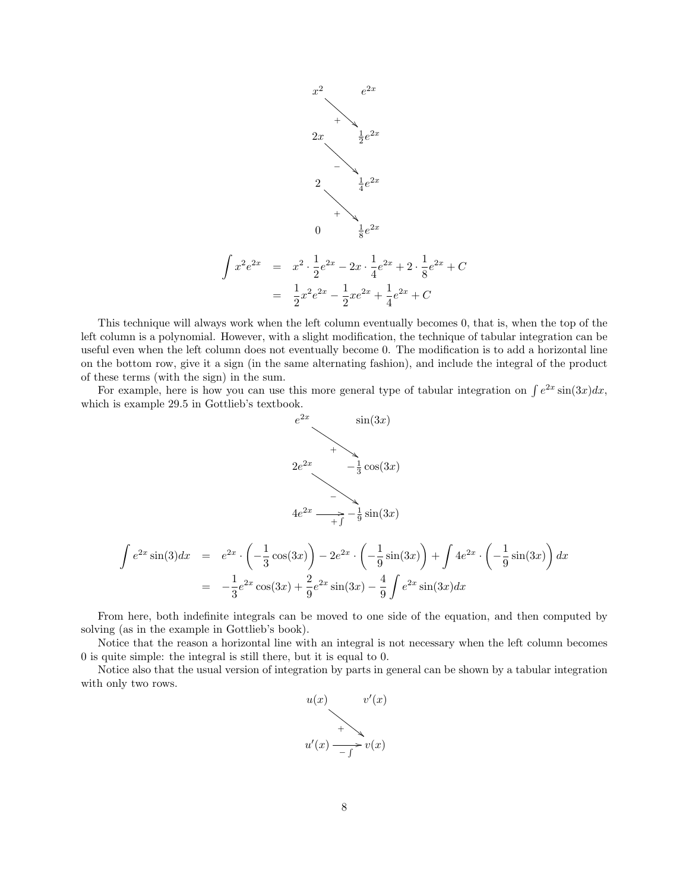$$
\begin{array}{ccc}
x^2 & & e^{2x} \\
& \searrow^{+} & \\
2x & & \frac{1}{2}e^{2x} \\
& \searrow^{-} & \\
2 & & \frac{1}{4}e^{2x} \\
& \searrow^{+} & \\
0 & & \frac{1}{8}e^{2x}
\end{array}
$$

$$
\begin{aligned}
\int x^2 e^{2x} &= x^2 \cdot \frac{1}{2}e^{2x} - 2x \cdot \frac{1}{4}e^{2x} + 2 \cdot \frac{1}{8}e^{2x} + C \\
&= \frac{1}{2}x^2 e^{2x} - \frac{1}{2}xe^{2x} + \frac{1}{4}e^{2x} + C
\end{aligned}
$$

This technique will always work when the left column eventually becomes 0, that is, when the top of the left column is a polynomial. However, with a slight modification, the technique of tabular integration can be useful even when the left column does not eventually become 0. The modification is to add a horizontal line on the bottom row, give it a sign (in the same alternating fashion), and include the integral of the product of these terms (with the sign) in the sum.

For example, here is how you can use this more general type of tabular integration on $\int e^{2x}\sin(3x)dx$, which is example 29.5 in Gottlieb's textbook.

$$
\begin{array}{ccc}
e^{2x} & & \sin(3x) \\
& \searrow^{+} & \\
2e^{2x} & & -\frac{1}{3}\cos(3x) \\
& \searrow^{-} & \\
4e^{2x} & \xrightarrow[+\int]{} & -\frac{1}{9}\sin(3x)
\end{array}
$$

$$
\begin{aligned}
\int e^{2x}\sin(3)dx &= e^{2x} \cdot \left(-\frac{1}{3}\cos(3x)\right) - 2e^{2x} \cdot \left(-\frac{1}{9}\sin(3x)\right) + \int 4e^{2x} \cdot \left(-\frac{1}{9}\sin(3x)\right)dx \\
&= -\frac{1}{3}e^{2x}\cos(3x) + \frac{2}{9}e^{2x}\sin(3x) - \frac{4}{9}\int e^{2x}\sin(3x)dx
\end{aligned}
$$

From here, both indefinite integrals can be moved to one side of the equation, and then computed by solving (as in the example in Gottlieb's book).

Notice that the reason a horizontal line with an integral is not necessary when the left column becomes 0 is quite simple: the integral is still there, but it is equal to 0.

Notice also that the usual version of integration by parts in general can be shown by a tabular integration with only two rows.

$$
\begin{array}{ccc}
u(x) & & v'(x) \\
& \searrow^{+} & \\
u'(x) & \xrightarrow[-\int]{} & v(x)
\end{array}
$$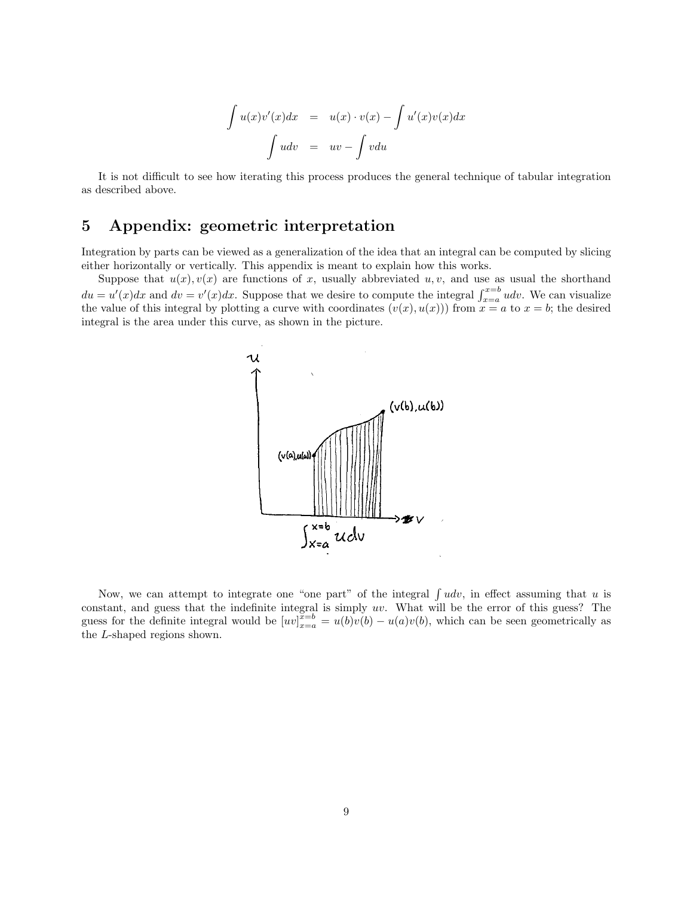$$
\begin{aligned}
\int u(x)v'(x)dx &= u(x) \cdot v(x) - \int u'(x)v(x)dx \\
\int udv &= uv - \int vdu
\end{aligned}
$$

It is not difficult to see how iterating this process produces the general technique of tabular integration as described above.

## 5 Appendix: geometric interpretation

Integration by parts can be viewed as a generalization of the idea that an integral can be computed by slicing either horizontally or vertically. This appendix is meant to explain how this works.

Suppose that $u(x), v(x)$ are functions of $x$, usually abbreviated $u, v$, and use as usual the shorthand $du = u'(x)dx$ and $dv = v'(x)dx$. Suppose that we desire to compute the integral $\int_{x=a}^{x=b} udv$. We can visualize the value of this integral by plotting a curve with coordinates $(v(x), u(x))$ from $x = a$ to $x = b$; the desired integral is the area under this curve, as shown in the picture.

Now, we can attempt to integrate one "one part" of the integral $\int udv$, in effect assuming that $u$ is constant, and guess that the indefinite integral is simply $uv$. What will be the error of this guess? The guess for the definite integral would be $[uv]_{x=a}^{x=b} = u(b)v(b) - u(a)v(b)$, which can be seen geometrically as the $L$-shaped regions shown.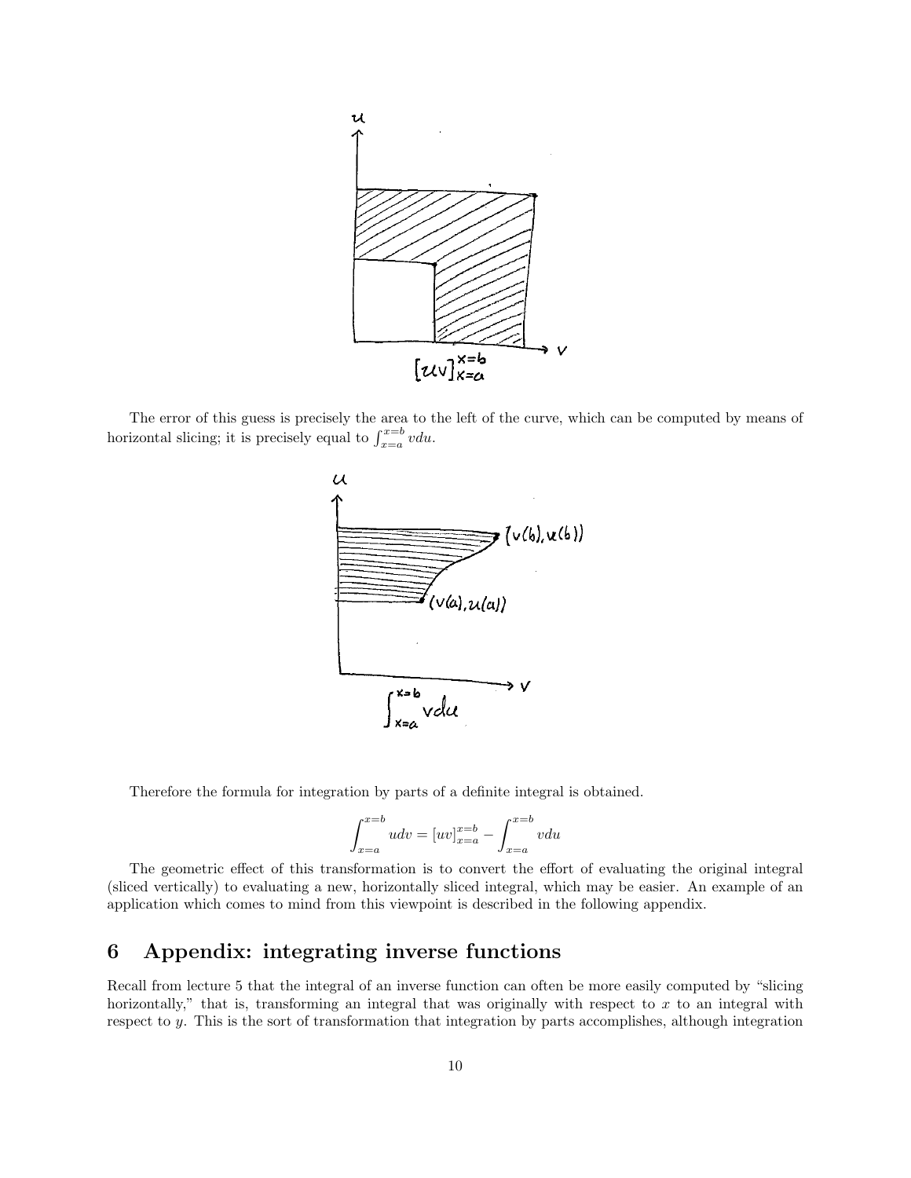The error of this guess is precisely the area to the left of the curve, which can be computed by means of horizontal slicing; it is precisely equal to $\int_{x=a}^{x=b} v du$.

Therefore the formula for integration by parts of a definite integral is obtained.

$$\int_{x=a}^{x=b} udv = [uv]_{x=a}^{x=b} - \int_{x=a}^{x=b} vdu$$

The geometric effect of this transformation is to convert the effort of evaluating the original integral (sliced vertically) to evaluating a new, horizontally sliced integral, which may be easier. An example of an application which comes to mind from this viewpoint is described in the following appendix.

## 6 Appendix: integrating inverse functions

Recall from lecture 5 that the integral of an inverse function can often be more easily computed by "slicing horizontally," that is, transforming an integral that was originally with respect to $x$ to an integral with respect to $y$. This is the sort of transformation that integration by parts accomplishes, although integration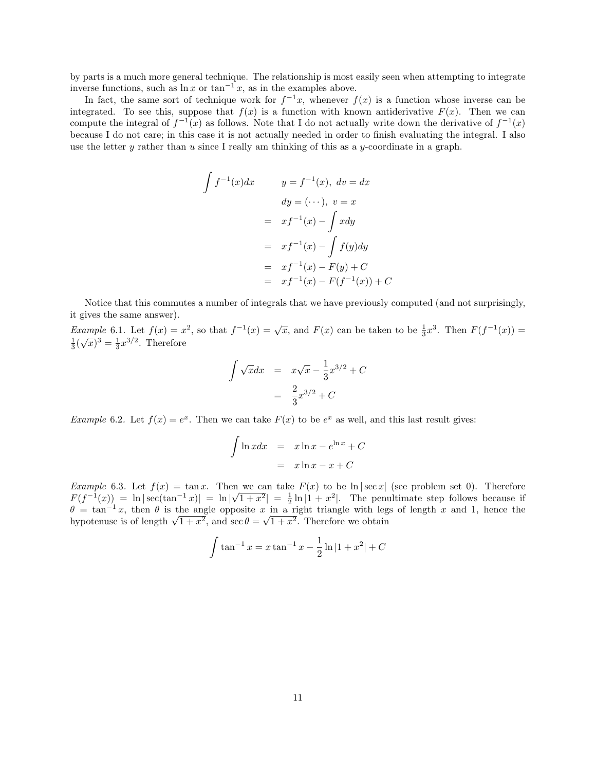by parts is a much more general technique. The relationship is most easily seen when attempting to integrate inverse functions, such as $\ln x$ or $\tan^{-1} x$, as in the examples above.

In fact, the same sort of technique work for $f^{-1}x$, whenever $f(x)$ is a function whose inverse can be integrated. To see this, suppose that $f(x)$ is a function with known antiderivative $F(x)$. Then we can compute the integral of $f^{-1}(x)$ as follows. Note that I do not actually write down the derivative of $f^{-1}(x)$ because I do not care; in this case it is not actually needed in order to finish evaluating the integral. I also use the letter $y$ rather than $u$ since I really am thinking of this as a $y$-coordinate in a graph.

$$
\begin{aligned}
\int f^{-1}(x)dx & \qquad y = f^{-1}(x),\ dv = dx \\
& \qquad dy = (\cdots),\ v = x \\
&= xf^{-1}(x) - \int x dy \\
&= xf^{-1}(x) - \int f(y) dy \\
&= xf^{-1}(x) - F(y) + C \\
&= xf^{-1}(x) - F(f^{-1}(x)) + C
\end{aligned}
$$

Notice that this commutes a number of integrals that we have previously computed (and not surprisingly, it gives the same answer).

*Example* 6.1. Let $f(x) = x^2$, so that $f^{-1}(x) = \sqrt{x}$, and $F(x)$ can be taken to be $\frac{1}{3}x^3$. Then $F(f^{-1}(x)) = \frac{1}{3}(\sqrt{x})^3 = \frac{1}{3}x^{3/2}$. Therefore

$$
\begin{aligned}
\int \sqrt{x} dx &= x\sqrt{x} - \frac{1}{3}x^{3/2} + C \\
&= \frac{2}{3}x^{3/2} + C
\end{aligned}
$$

*Example* 6.2. Let $f(x) = e^x$. Then we can take $F(x)$ to be $e^x$ as well, and this last result gives:

$$
\begin{aligned}
\int \ln x dx &= x \ln x - e^{\ln x} + C \\
&= x \ln x - x + C
\end{aligned}
$$

*Example* 6.3. Let $f(x) = \tan x$. Then we can take $F(x)$ to be $\ln |\sec x|$ (see problem set 0). Therefore $F(f^{-1}(x)) = \ln |\sec(\tan^{-1} x)| = \ln |\sqrt{1 + x^2}| = \frac{1}{2} \ln |1 + x^2|$. The penultimate step follows because if $\theta = \tan^{-1} x$, then $\theta$ is the angle opposite $x$ in a right triangle with legs of length $x$ and 1, hence the hypotenuse is of length $\sqrt{1 + x^2}$, and $\sec \theta = \sqrt{1 + x^2}$. Therefore we obtain

$$
\int \tan^{-1} x = x \tan^{-1} x - \frac{1}{2} \ln |1 + x^2| + C
$$